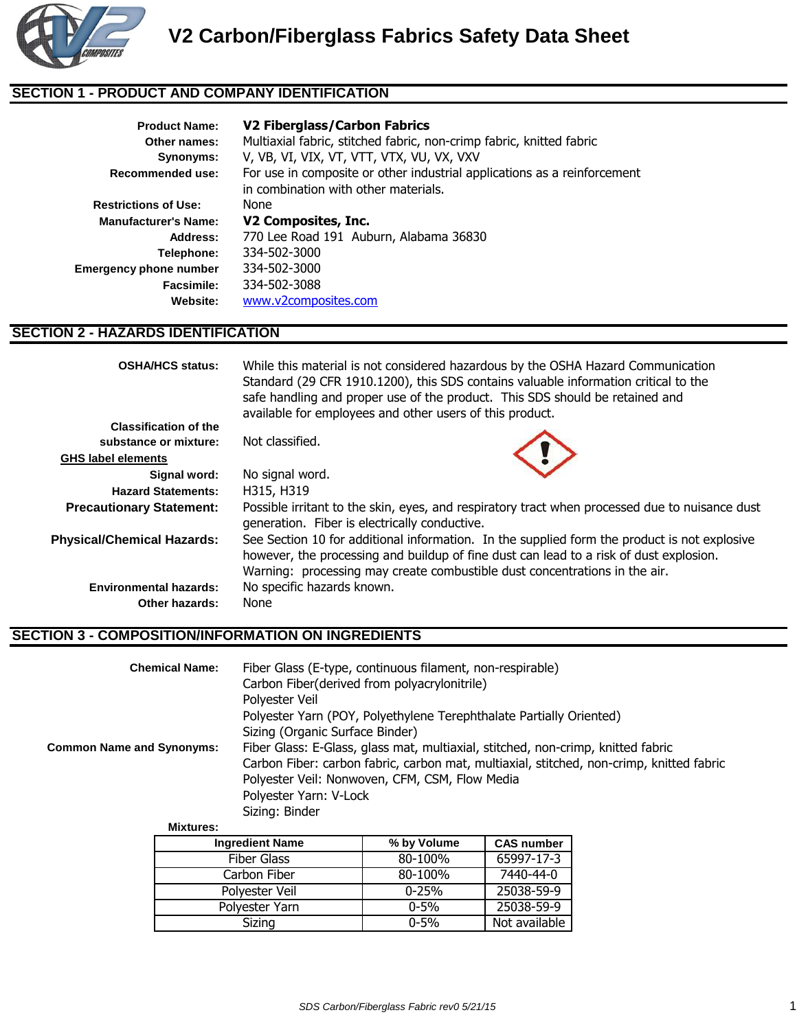# V2 Carbon/Fiberglass Fabrics Safety Data Sheet

## SECTION 1 - PRODUCT AND COMPANY IDENTIFICATION

**Product Name:** **V2 Fiberglass/Carbon Fabrics**
**Other names:** Multiaxial fabric, stitched fabric, non-crimp fabric, knitted fabric
**Synonyms:** V, VB, VI, VIX, VT, VTT, VTX, VU, VX, VXV
**Recommended use:** For use in composite or other industrial applications as a reinforcement in combination with other materials.
**Restrictions of Use:** None
**Manufacturer's Name:** **V2 Composites, Inc.**
**Address:** 770 Lee Road 191 Auburn, Alabama 36830
**Telephone:** 334-502-3000
**Emergency phone number** 334-502-3000
**Facsimile:** 334-502-3088
**Website:** www.v2composites.com

## SECTION 2 - HAZARDS IDENTIFICATION

**OSHA/HCS status:** While this material is not considered hazardous by the OSHA Hazard Communication Standard (29 CFR 1910.1200), this SDS contains valuable information critical to the safe handling and proper use of the product. This SDS should be retained and available for employees and other users of this product.

**Classification of the substance or mixture:** Not classified.

**GHS label elements**

**Signal word:** No signal word.
**Hazard Statements:** H315, H319
**Precautionary Statement:** Possible irritant to the skin, eyes, and respiratory tract when processed due to nuisance dust generation. Fiber is electrically conductive.
**Physical/Chemical Hazards:** See Section 10 for additional information. In the supplied form the product is not explosive however, the processing and buildup of fine dust can lead to a risk of dust explosion. Warning: processing may create combustible dust concentrations in the air.
**Environmental hazards:** No specific hazards known.
**Other hazards:** None

## SECTION 3 - COMPOSITION/INFORMATION ON INGREDIENTS

**Chemical Name:**
Fiber Glass (E-type, continuous filament, non-respirable)
Carbon Fiber(derived from polyacrylonitrile)
Polyester Veil
Polyester Yarn (POY, Polyethylene Terephthalate Partially Oriented)
Sizing (Organic Surface Binder)

**Common Name and Synonyms:**
Fiber Glass: E-Glass, glass mat, multiaxial, stitched, non-crimp, knitted fabric
Carbon Fiber: carbon fabric, carbon mat, multiaxial, stitched, non-crimp, knitted fabric
Polyester Veil: Nonwoven, CFM, CSM, Flow Media
Polyester Yarn: V-Lock
Sizing: Binder

**Mixtures:**

| Ingredient Name | % by Volume | CAS number |
|---|---|---|
| Fiber Glass | 80-100% | 65997-17-3 |
| Carbon Fiber | 80-100% | 7440-44-0 |
| Polyester Veil | 0-25% | 25038-59-9 |
| Polyester Yarn | 0-5% | 25038-59-9 |
| Sizing | 0-5% | Not available |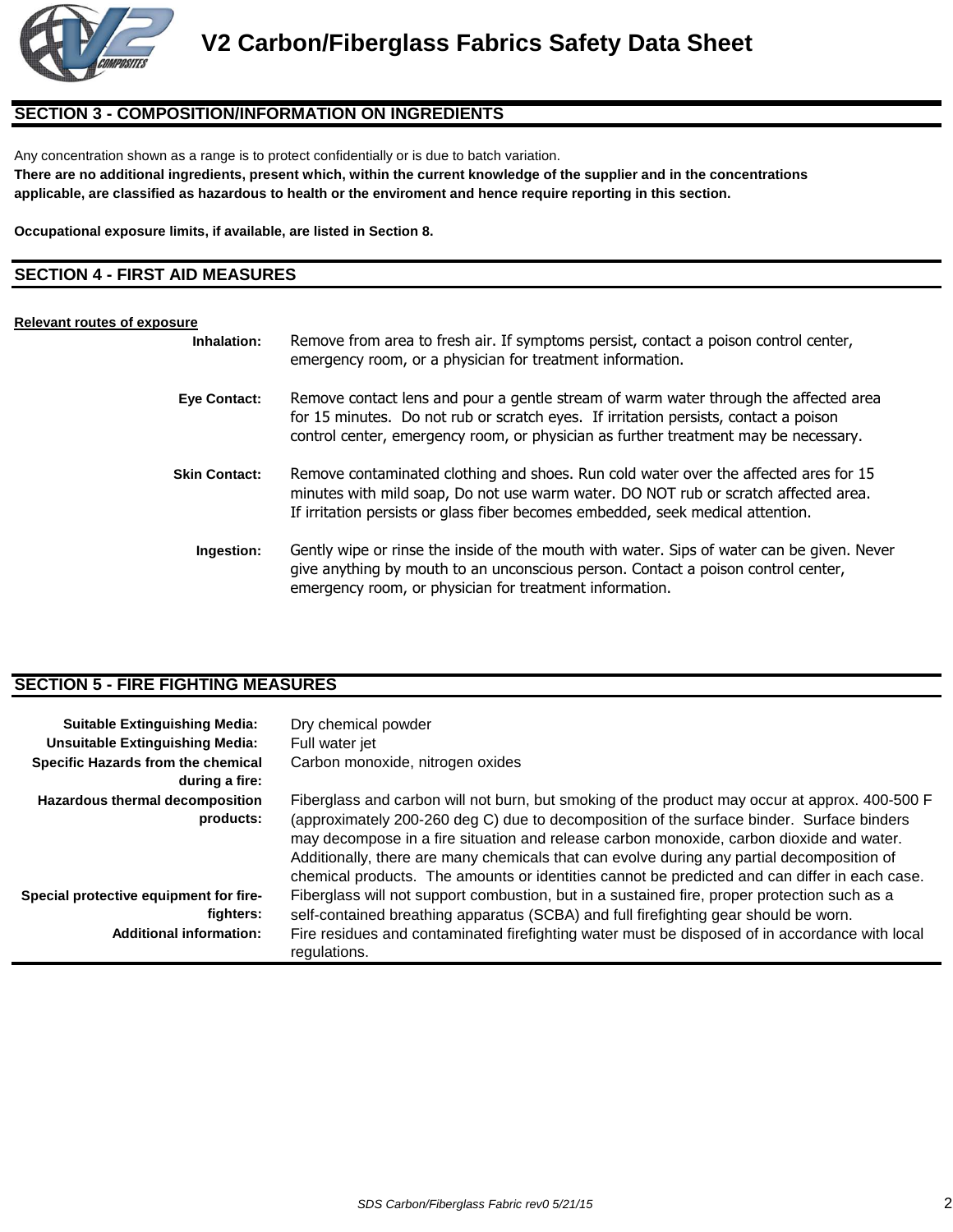## SECTION 3 - COMPOSITION/INFORMATION ON INGREDIENTS

Any concentration shown as a range is to protect confidentially or is due to batch variation.

**There are no additional ingredients, present which, within the current knowledge of the supplier and in the concentrations applicable, are classified as hazardous to health or the enviroment and hence require reporting in this section.**

**Occupational exposure limits, if available, are listed in Section 8.**

## SECTION 4 - FIRST AID MEASURES

**Relevant routes of exposure**

**Inhalation:** Remove from area to fresh air. If symptoms persist, contact a poison control center, emergency room, or a physician for treatment information.

**Eye Contact:** Remove contact lens and pour a gentle stream of warm water through the affected area for 15 minutes. Do not rub or scratch eyes. If irritation persists, contact a poison control center, emergency room, or physician as further treatment may be necessary.

**Skin Contact:** Remove contaminated clothing and shoes. Run cold water over the affected ares for 15 minutes with mild soap, Do not use warm water. DO NOT rub or scratch affected area. If irritation persists or glass fiber becomes embedded, seek medical attention.

**Ingestion:** Gently wipe or rinse the inside of the mouth with water. Sips of water can be given. Never give anything by mouth to an unconscious person. Contact a poison control center, emergency room, or physician for treatment information.

## SECTION 5 - FIRE FIGHTING MEASURES

**Suitable Extinguishing Media:** Dry chemical powder

**Unsuitable Extinguishing Media:** Full water jet

**Specific Hazards from the chemical during a fire:** Carbon monoxide, nitrogen oxides

**Hazardous thermal decomposition products:** Fiberglass and carbon will not burn, but smoking of the product may occur at approx. 400-500 F (approximately 200-260 deg C) due to decomposition of the surface binder. Surface binders may decompose in a fire situation and release carbon monoxide, carbon dioxide and water. Additionally, there are many chemicals that can evolve during any partial decomposition of chemical products. The amounts or identities cannot be predicted and can differ in each case.

**Special protective equipment for fire-fighters:** Fiberglass will not support combustion, but in a sustained fire, proper protection such as a self-contained breathing apparatus (SCBA) and full firefighting gear should be worn.

**Additional information:** Fire residues and contaminated firefighting water must be disposed of in accordance with local regulations.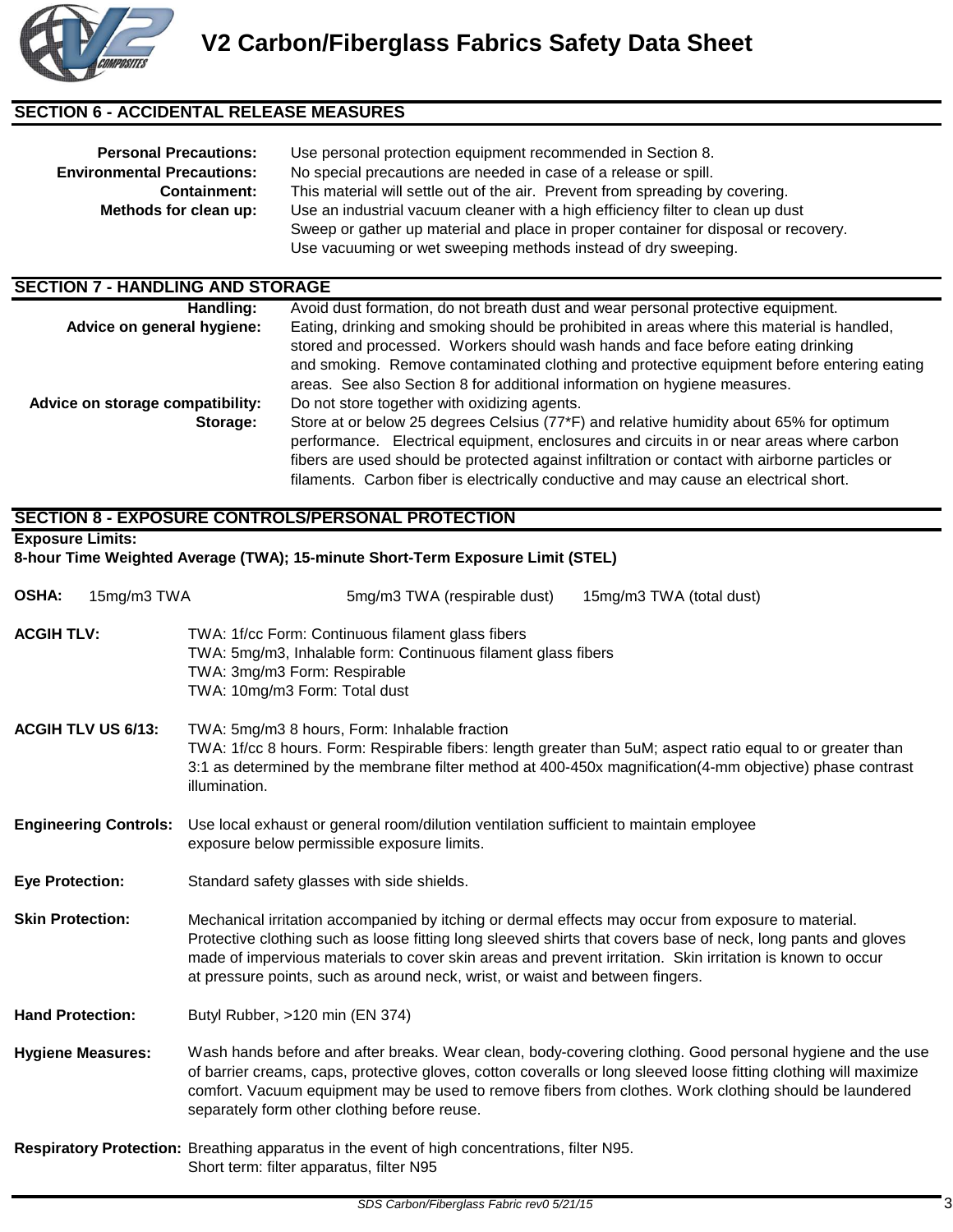## SECTION 6 - ACCIDENTAL RELEASE MEASURES

**Personal Precautions:** Use personal protection equipment recommended in Section 8.

**Environmental Precautions:** No special precautions are needed in case of a release or spill.

**Containment:** This material will settle out of the air. Prevent from spreading by covering.

**Methods for clean up:** Use an industrial vacuum cleaner with a high efficiency filter to clean up dust
Sweep or gather up material and place in proper container for disposal or recovery.
Use vacuuming or wet sweeping methods instead of dry sweeping.

## SECTION 7 - HANDLING AND STORAGE

**Handling:** Avoid dust formation, do not breath dust and wear personal protective equipment.

**Advice on general hygiene:** Eating, drinking and smoking should be prohibited in areas where this material is handled, stored and processed. Workers should wash hands and face before eating drinking and smoking. Remove contaminated clothing and protective equipment before entering eating areas. See also Section 8 for additional information on hygiene measures.

**Advice on storage compatibility:** Do not store together with oxidizing agents.

**Storage:** Store at or below 25 degrees Celsius (77*F) and relative humidity about 65% for optimum performance. Electrical equipment, enclosures and circuits in or near areas where carbon fibers are used should be protected against infiltration or contact with airborne particles or filaments. Carbon fiber is electrically conductive and may cause an electrical short.

## SECTION 8 - EXPOSURE CONTROLS/PERSONAL PROTECTION

**Exposure Limits:**
**8-hour Time Weighted Average (TWA); 15-minute Short-Term Exposure Limit (STEL)**

**OSHA:** 15mg/m3 TWA 5mg/m3 TWA (respirable dust) 15mg/m3 TWA (total dust)

**ACGIH TLV:**
TWA: 1f/cc Form: Continuous filament glass fibers
TWA: 5mg/m3, Inhalable form: Continuous filament glass fibers
TWA: 3mg/m3 Form: Respirable
TWA: 10mg/m3 Form: Total dust

**ACGIH TLV US 6/13:**
TWA: 5mg/m3 8 hours, Form: Inhalable fraction
TWA: 1f/cc 8 hours. Form: Respirable fibers: length greater than 5uM; aspect ratio equal to or greater than 3:1 as determined by the membrane filter method at 400-450x magnification(4-mm objective) phase contrast illumination.

**Engineering Controls:** Use local exhaust or general room/dilution ventilation sufficient to maintain employee exposure below permissible exposure limits.

**Eye Protection:** Standard safety glasses with side shields.

**Skin Protection:** Mechanical irritation accompanied by itching or dermal effects may occur from exposure to material. Protective clothing such as loose fitting long sleeved shirts that covers base of neck, long pants and gloves made of impervious materials to cover skin areas and prevent irritation. Skin irritation is known to occur at pressure points, such as around neck, wrist, or waist and between fingers.

**Hand Protection:** Butyl Rubber, >120 min (EN 374)

**Hygiene Measures:** Wash hands before and after breaks. Wear clean, body-covering clothing. Good personal hygiene and the use of barrier creams, caps, protective gloves, cotton coveralls or long sleeved loose fitting clothing will maximize comfort. Vacuum equipment may be used to remove fibers from clothes. Work clothing should be laundered separately form other clothing before reuse.

**Respiratory Protection:** Breathing apparatus in the event of high concentrations, filter N95.
Short term: filter apparatus, filter N95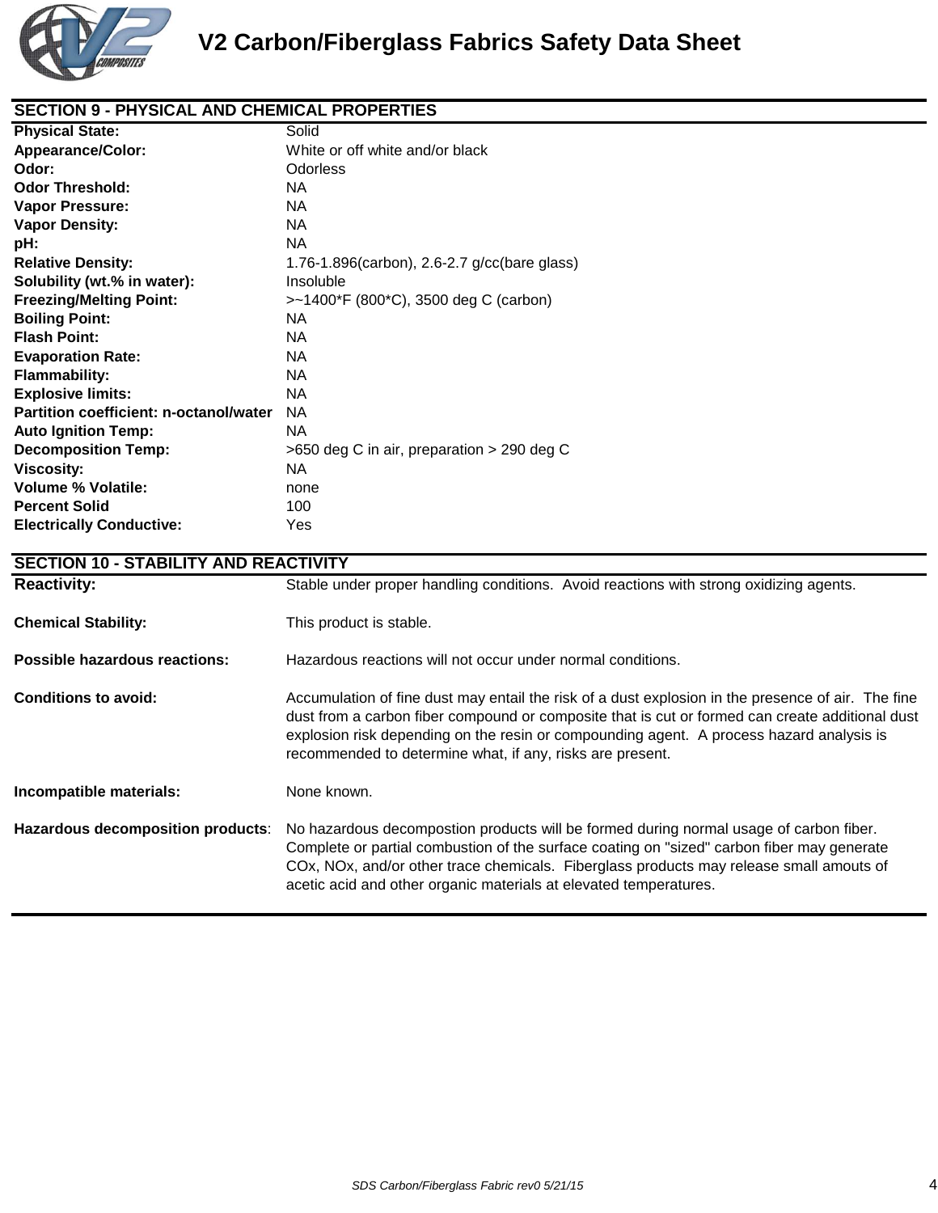# V2 Carbon/Fiberglass Fabrics Safety Data Sheet

## SECTION 9 - PHYSICAL AND CHEMICAL PROPERTIES

| | |
|---|---|
| **Physical State:** | Solid |
| **Appearance/Color:** | White or off white and/or black |
| **Odor:** | Odorless |
| **Odor Threshold:** | NA |
| **Vapor Pressure:** | NA |
| **Vapor Density:** | NA |
| **pH:** | NA |
| **Relative Density:** | 1.76-1.896(carbon), 2.6-2.7 g/cc(bare glass) |
| **Solubility (wt.% in water):** | Insoluble |
| **Freezing/Melting Point:** | >~1400*F (800*C), 3500 deg C (carbon) |
| **Boiling Point:** | NA |
| **Flash Point:** | NA |
| **Evaporation Rate:** | NA |
| **Flammability:** | NA |
| **Explosive limits:** | NA |
| **Partition coefficient: n-octanol/water** | NA |
| **Auto Ignition Temp:** | NA |
| **Decomposition Temp:** | >650 deg C in air, preparation > 290 deg C |
| **Viscosity:** | NA |
| **Volume % Volatile:** | none |
| **Percent Solid** | 100 |
| **Electrically Conductive:** | Yes |

## SECTION 10 - STABILITY AND REACTIVITY

| | |
|---|---|
| **Reactivity:** | Stable under proper handling conditions. Avoid reactions with strong oxidizing agents. |
| **Chemical Stability:** | This product is stable. |
| **Possible hazardous reactions:** | Hazardous reactions will not occur under normal conditions. |
| **Conditions to avoid:** | Accumulation of fine dust may entail the risk of a dust explosion in the presence of air. The fine dust from a carbon fiber compound or composite that is cut or formed can create additional dust explosion risk depending on the resin or compounding agent. A process hazard analysis is recommended to determine what, if any, risks are present. |
| **Incompatible materials:** | None known. |
| **Hazardous decomposition products:** | No hazardous decompostion products will be formed during normal usage of carbon fiber. Complete or partial combustion of the surface coating on "sized" carbon fiber may generate COx, NOx, and/or other trace chemicals. Fiberglass products may release small amouts of acetic acid and other organic materials at elevated temperatures. |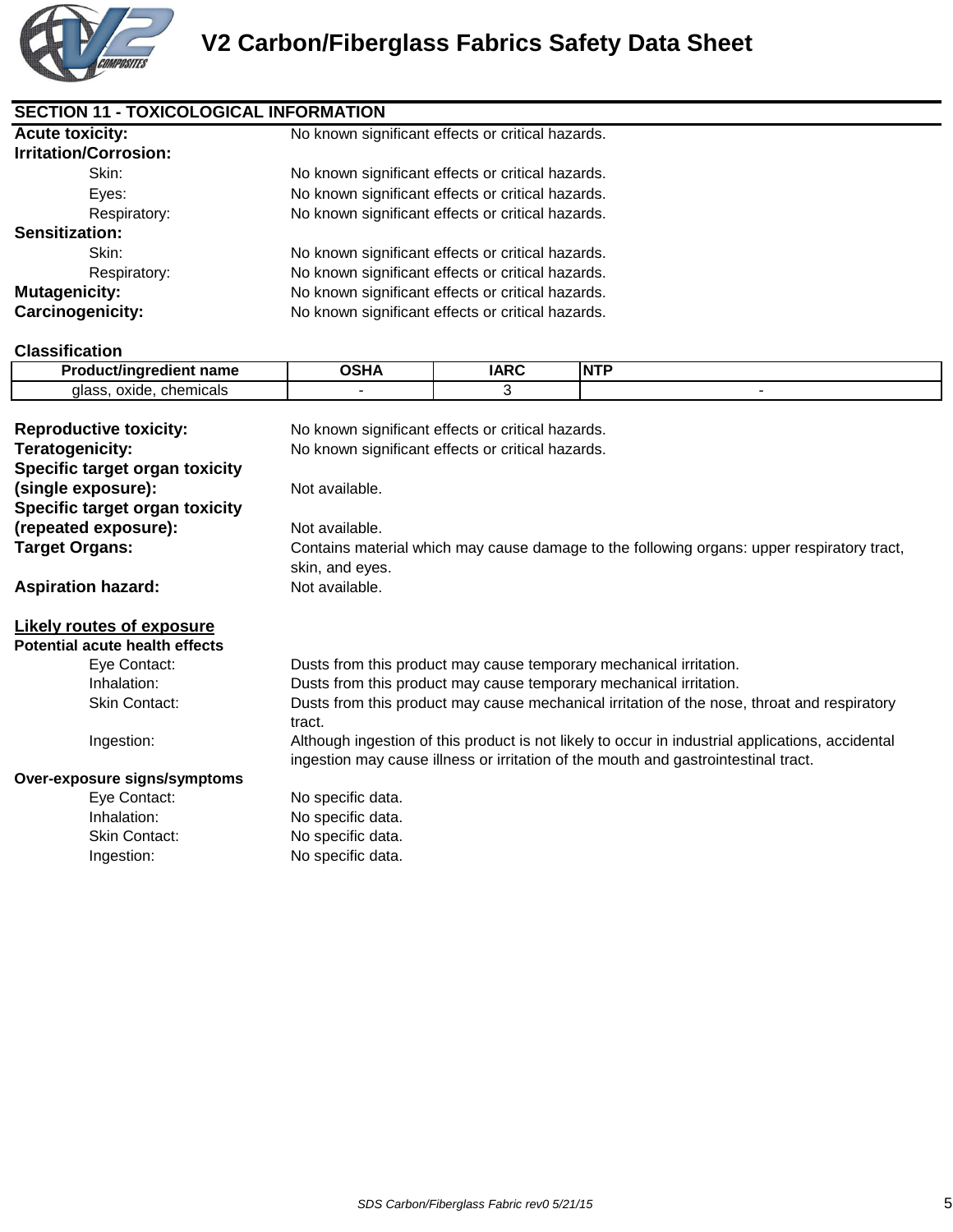## SECTION 11 - TOXICOLOGICAL INFORMATION

**Acute toxicity:** No known significant effects or critical hazards.

**Irritation/Corrosion:**

- Skin: No known significant effects or critical hazards.
- Eyes: No known significant effects or critical hazards.
- Respiratory: No known significant effects or critical hazards.

**Sensitization:**

- Skin: No known significant effects or critical hazards.
- Respiratory: No known significant effects or critical hazards.

**Mutagenicity:** No known significant effects or critical hazards.

**Carcinogenicity:** No known significant effects or critical hazards.

**Classification**

| Product/ingredient name | OSHA | IARC | NTP |
|---|---|---|---|
| glass, oxide, chemicals | - | 3 | - |

**Reproductive toxicity:** No known significant effects or critical hazards.

**Teratogenicity:** No known significant effects or critical hazards.

**Specific target organ toxicity (single exposure):** Not available.

**Specific target organ toxicity (repeated exposure):** Not available.

**Target Organs:** Contains material which may cause damage to the following organs: upper respiratory tract, skin, and eyes.

**Aspiration hazard:** Not available.

**Likely routes of exposure**

**Potential acute health effects**

- Eye Contact: Dusts from this product may cause temporary mechanical irritation.
- Inhalation: Dusts from this product may cause temporary mechanical irritation.
- Skin Contact: Dusts from this product may cause mechanical irritation of the nose, throat and respiratory tract.
- Ingestion: Although ingestion of this product is not likely to occur in industrial applications, accidental ingestion may cause illness or irritation of the mouth and gastrointestinal tract.

**Over-exposure signs/symptoms**

- Eye Contact: No specific data.
- Inhalation: No specific data.
- Skin Contact: No specific data.
- Ingestion: No specific data.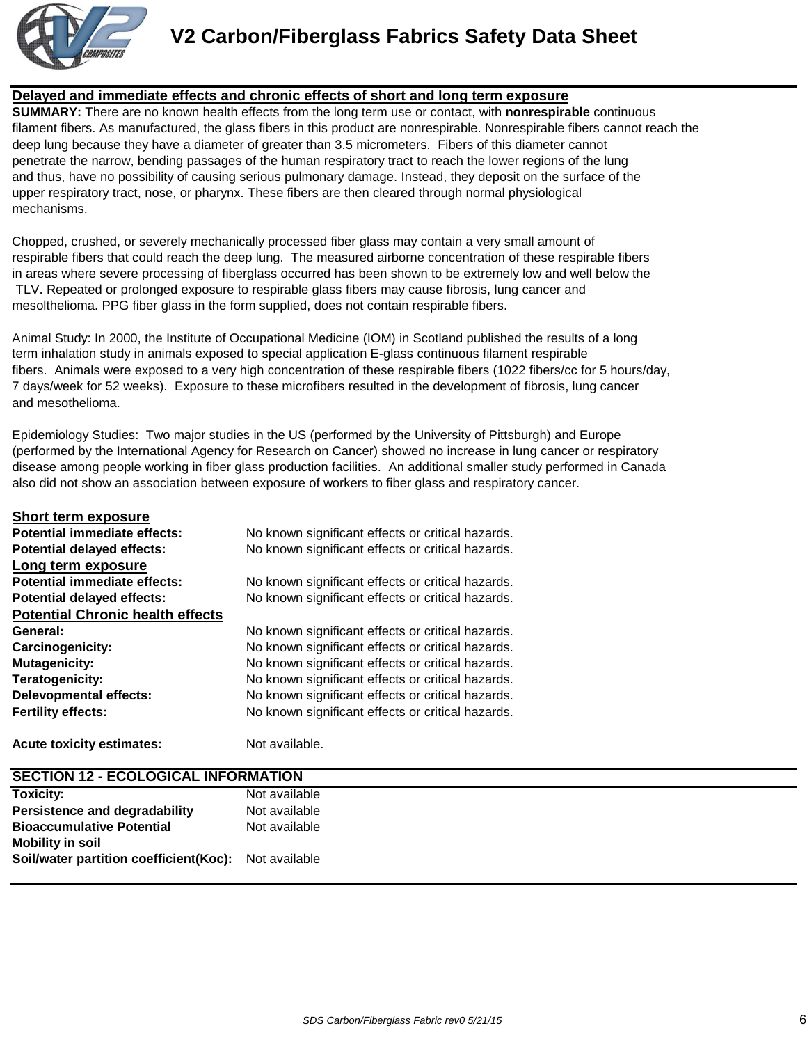## Delayed and immediate effects and chronic effects of short and long term exposure

**SUMMARY:** There are no known health effects from the long term use or contact, with **nonrespirable** continuous filament fibers. As manufactured, the glass fibers in this product are nonrespirable. Nonrespirable fibers cannot reach the deep lung because they have a diameter of greater than 3.5 micrometers. Fibers of this diameter cannot penetrate the narrow, bending passages of the human respiratory tract to reach the lower regions of the lung and thus, have no possibility of causing serious pulmonary damage. Instead, they deposit on the surface of the upper respiratory tract, nose, or pharynx. These fibers are then cleared through normal physiological mechanisms.

Chopped, crushed, or severely mechanically processed fiber glass may contain a very small amount of respirable fibers that could reach the deep lung. The measured airborne concentration of these respirable fibers in areas where severe processing of fiberglass occurred has been shown to be extremely low and well below the TLV. Repeated or prolonged exposure to respirable glass fibers may cause fibrosis, lung cancer and mesolthelioma. PPG fiber glass in the form supplied, does not contain respirable fibers.

Animal Study: In 2000, the Institute of Occupational Medicine (IOM) in Scotland published the results of a long term inhalation study in animals exposed to special application E-glass continuous filament respirable fibers. Animals were exposed to a very high concentration of these respirable fibers (1022 fibers/cc for 5 hours/day, 7 days/week for 52 weeks). Exposure to these microfibers resulted in the development of fibrosis, lung cancer and mesothelioma.

Epidemiology Studies: Two major studies in the US (performed by the University of Pittsburgh) and Europe (performed by the International Agency for Research on Cancer) showed no increase in lung cancer or respiratory disease among people working in fiber glass production facilities. An additional smaller study performed in Canada also did not show an association between exposure of workers to fiber glass and respiratory cancer.

### Short term exposure

**Potential immediate effects:** No known significant effects or critical hazards.
**Potential delayed effects:** No known significant effects or critical hazards.

### Long term exposure

**Potential immediate effects:** No known significant effects or critical hazards.
**Potential delayed effects:** No known significant effects or critical hazards.

### Potential Chronic health effects

**General:** No known significant effects or critical hazards.
**Carcinogenicity:** No known significant effects or critical hazards.
**Mutagenicity:** No known significant effects or critical hazards.
**Teratogenicity:** No known significant effects or critical hazards.
**Delevopmental effects:** No known significant effects or critical hazards.
**Fertility effects:** No known significant effects or critical hazards.

**Acute toxicity estimates:** Not available.

## SECTION 12 - ECOLOGICAL INFORMATION

**Toxicity:** Not available
**Persistence and degradability** Not available
**Bioaccumulative Potential** Not available
**Mobility in soil**
**Soil/water partition coefficient(Koc):** Not available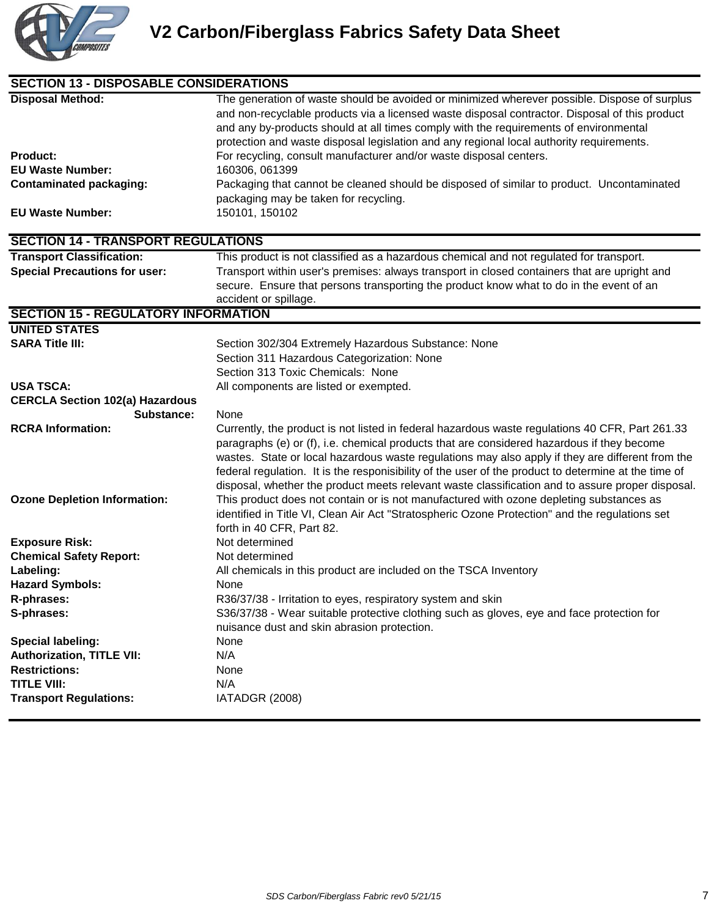# V2 Carbon/Fiberglass Fabrics Safety Data Sheet

## SECTION 13 - DISPOSABLE CONSIDERATIONS

| | |
|---|---|
| **Disposal Method:** | The generation of waste should be avoided or minimized wherever possible. Dispose of surplus and non-recyclable products via a licensed waste disposal contractor. Disposal of this product and any by-products should at all times comply with the requirements of environmental protection and waste disposal legislation and any regional local authority requirements. |
| **Product:** | For recycling, consult manufacturer and/or waste disposal centers. |
| **EU Waste Number:** | 160306, 061399 |
| **Contaminated packaging:** | Packaging that cannot be cleaned should be disposed of similar to product. Uncontaminated packaging may be taken for recycling. |
| **EU Waste Number:** | 150101, 150102 |

## SECTION 14 - TRANSPORT REGULATIONS

| | |
|---|---|
| **Transport Classification:** | This product is not classified as a hazardous chemical and not regulated for transport. |
| **Special Precautions for user:** | Transport within user's premises: always transport in closed containers that are upright and secure. Ensure that persons transporting the product know what to do in the event of an accident or spillage. |

## SECTION 15 - REGULATORY INFORMATION

**UNITED STATES**

| | |
|---|---|
| **SARA Title III:** | Section 302/304 Extremely Hazardous Substance: None<br>Section 311 Hazardous Categorization: None<br>Section 313 Toxic Chemicals: None |
| **USA TSCA:** | All components are listed or exempted. |
| **CERCLA Section 102(a) Hazardous Substance:** | None |
| **RCRA Information:** | Currently, the product is not listed in federal hazardous waste regulations 40 CFR, Part 261.33 paragraphs (e) or (f), i.e. chemical products that are considered hazardous if they become wastes. State or local hazardous waste regulations may also apply if they are different from the federal regulation. It is the responisibility of the user of the product to determine at the time of disposal, whether the product meets relevant waste classification and to assure proper disposal. |
| **Ozone Depletion Information:** | This product does not contain or is not manufactured with ozone depleting substances as identified in Title VI, Clean Air Act "Stratospheric Ozone Protection" and the regulations set forth in 40 CFR, Part 82. |
| **Exposure Risk:** | Not determined |
| **Chemical Safety Report:** | Not determined |
| **Labeling:** | All chemicals in this product are included on the TSCA Inventory |
| **Hazard Symbols:** | None |
| **R-phrases:** | R36/37/38 - Irritation to eyes, respiratory system and skin |
| **S-phrases:** | S36/37/38 - Wear suitable protective clothing such as gloves, eye and face protection for nuisance dust and skin abrasion protection. |
| **Special labeling:** | None |
| **Authorization, TITLE VII:** | N/A |
| **Restrictions:** | None |
| **TITLE VIII:** | N/A |
| **Transport Regulations:** | IATADGR (2008) |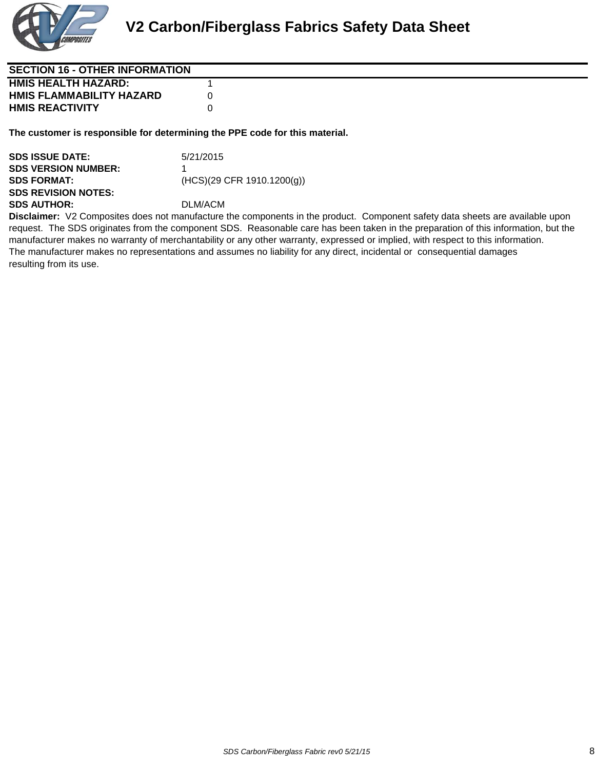## SECTION 16 - OTHER INFORMATION

| | |
|---|---|
| **HMIS HEALTH HAZARD:** | 1 |
| **HMIS FLAMMABILITY HAZARD** | 0 |
| **HMIS REACTIVITY** | 0 |

**The customer is responsible for determining the PPE code for this material.**

| | |
|---|---|
| **SDS ISSUE DATE:** | 5/21/2015 |
| **SDS VERSION NUMBER:** | 1 |
| **SDS FORMAT:** | (HCS)(29 CFR 1910.1200(g)) |
| **SDS REVISION NOTES:** | |
| **SDS AUTHOR:** | DLM/ACM |

**Disclaimer:** V2 Composites does not manufacture the components in the product. Component safety data sheets are available upon request. The SDS originates from the component SDS. Reasonable care has been taken in the preparation of this information, but the manufacturer makes no warranty of merchantability or any other warranty, expressed or implied, with respect to this information. The manufacturer makes no representations and assumes no liability for any direct, incidental or consequential damages resulting from its use.